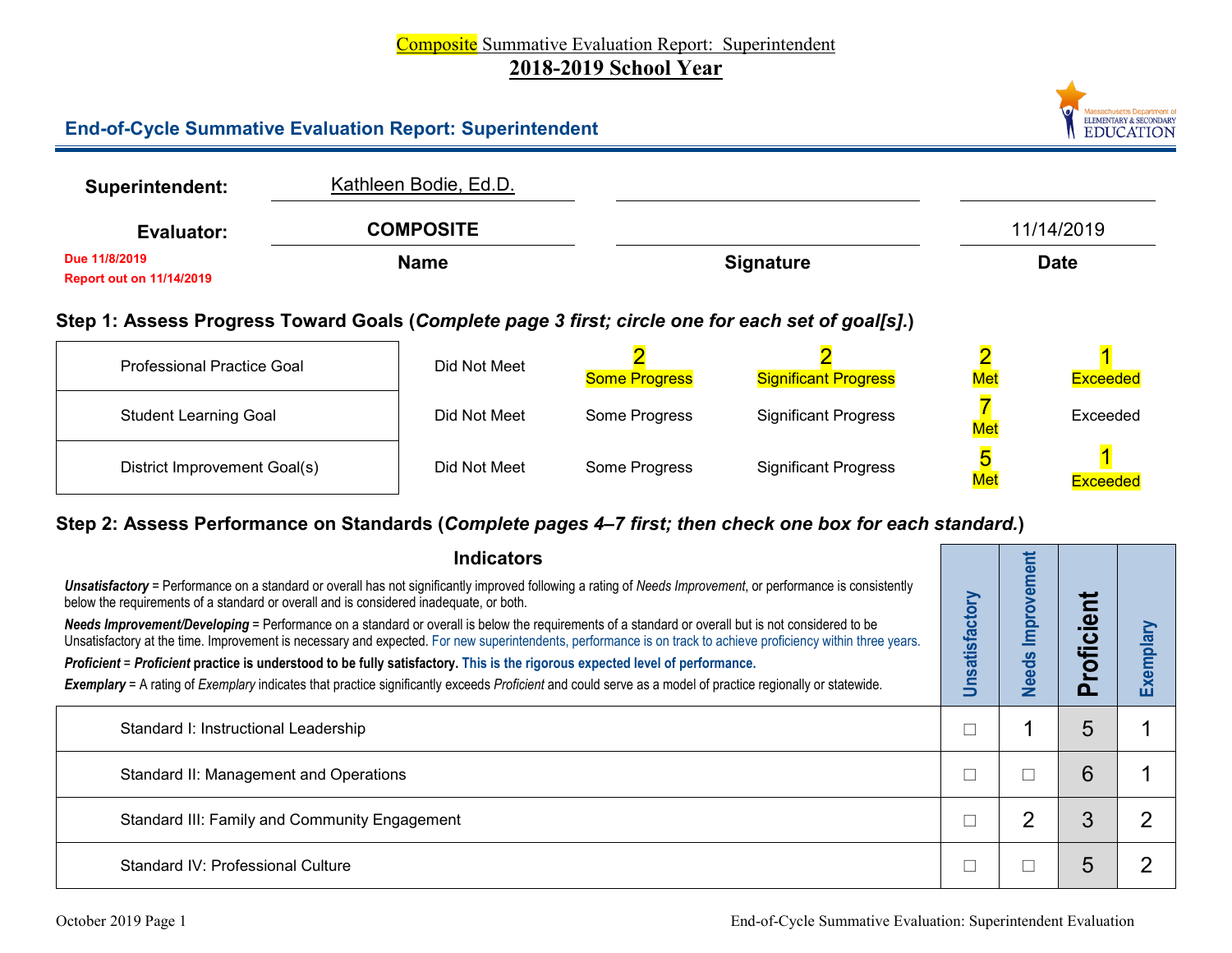Composite Summative Evaluation Report: Superintendent

**2018-2019 School Year**

## End-of-Cycle Summative Evaluation Report: Superintendent

| | Name | Signature | Date |
|---|---|---|---|
| **Superintendent:** | Kathleen Bodie, Ed.D. | | |
| **Evaluator:** | **COMPOSITE** | | 11/14/2019 |

**Due 11/8/2019**
**Report out on 11/14/2019**

### Step 1: Assess Progress Toward Goals (*Complete page 3 first; circle one for each set of goal[s].*)

| | | | | | |
|---|---|---|---|---|---|
| Professional Practice Goal | Did Not Meet | 2 Some Progress | 2 Significant Progress | 2 Met | 1 Exceeded |
| Student Learning Goal | Did Not Meet | Some Progress | Significant Progress | 7 Met | Exceeded |
| District Improvement Goal(s) | Did Not Meet | Some Progress | Significant Progress | 5 Met | 1 Exceeded |

### Step 2: Assess Performance on Standards (*Complete pages 4–7 first; then check one box for each standard.*)

**Indicators**

***Unsatisfactory*** = Performance on a standard or overall has not significantly improved following a rating of *Needs Improvement*, or performance is consistently below the requirements of a standard or overall and is considered inadequate, or both.

***Needs Improvement/Developing*** = Performance on a standard or overall is below the requirements of a standard or overall but is not considered to be Unsatisfactory at the time. Improvement is necessary and expected. For new superintendents, performance is on track to achieve proficiency within three years.

***Proficient*** = ***Proficient*** **practice is understood to be fully satisfactory. This is the rigorous expected level of performance.**

***Exemplary*** = A rating of *Exemplary* indicates that practice significantly exceeds *Proficient* and could serve as a model of practice regionally or statewide.

| Standard | Unsatisfactory | Needs Improvement | Proficient | Exemplary |
|---|---|---|---|---|
| Standard I: Instructional Leadership | ☐ | 1 | 5 | 1 |
| Standard II: Management and Operations | ☐ | ☐ | 6 | 1 |
| Standard III: Family and Community Engagement | ☐ | 2 | 3 | 2 |
| Standard IV: Professional Culture | ☐ | ☐ | 5 | 2 |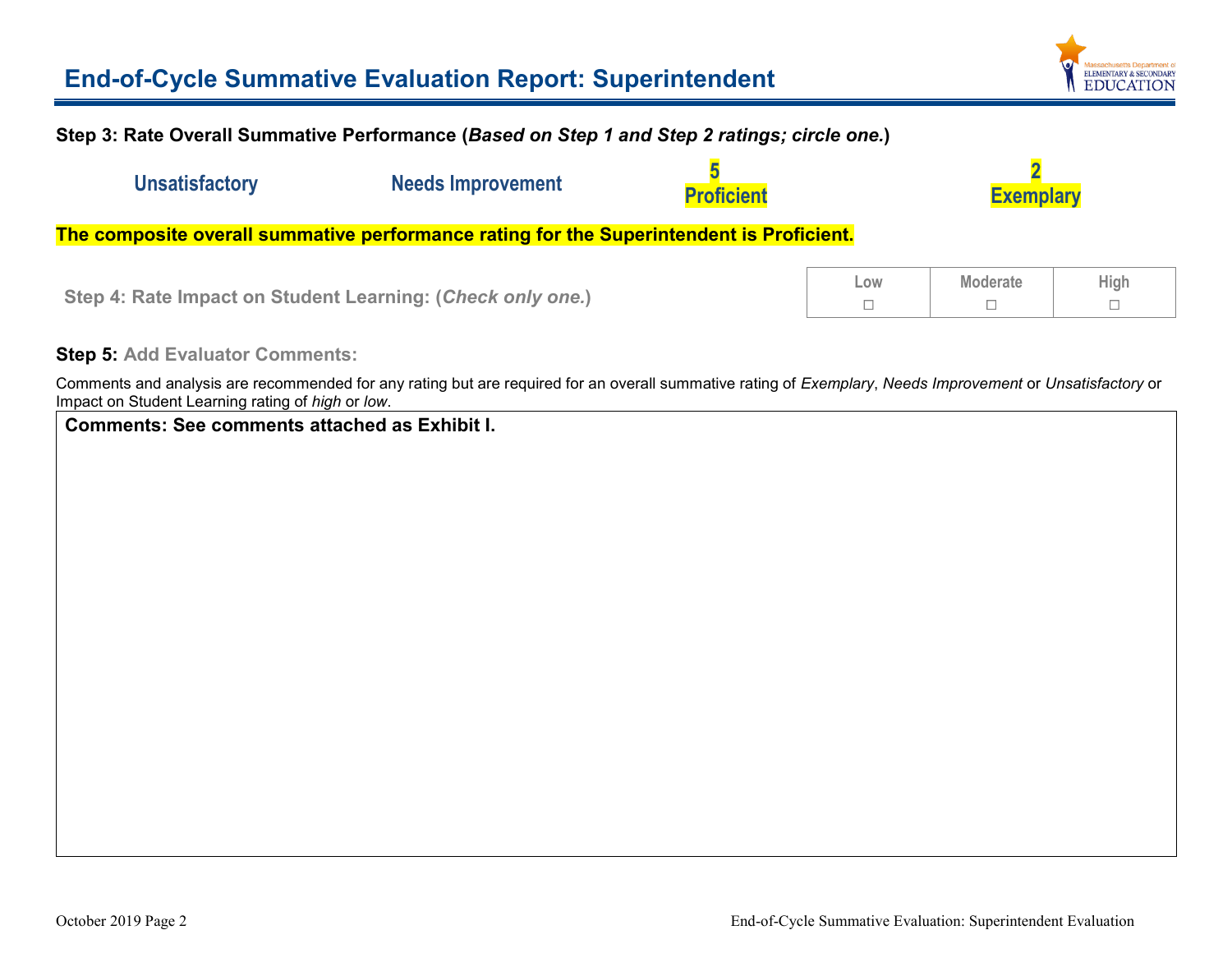## End-of-Cycle Summative Evaluation Report: Superintendent

**Step 3: Rate Overall Summative Performance (*Based on Step 1 and Step 2 ratings; circle one.*)**

| Unsatisfactory | Needs Improvement | Proficient | Exemplary |
|---|---|---|---|
| | | 5 | 2 |

**The composite overall summative performance rating for the Superintendent is Proficient.**

**Step 4: Rate Impact on Student Learning: (*Check only one.*)**

| Low | Moderate | High |
|---|---|---|
| ☐ | ☐ | ☐ |

**Step 5:** **Add Evaluator Comments:**

Comments and analysis are recommended for any rating but are required for an overall summative rating of *Exemplary*, *Needs Improvement* or *Unsatisfactory* or Impact on Student Learning rating of *high* or *low*.

**Comments: See comments attached as Exhibit I.**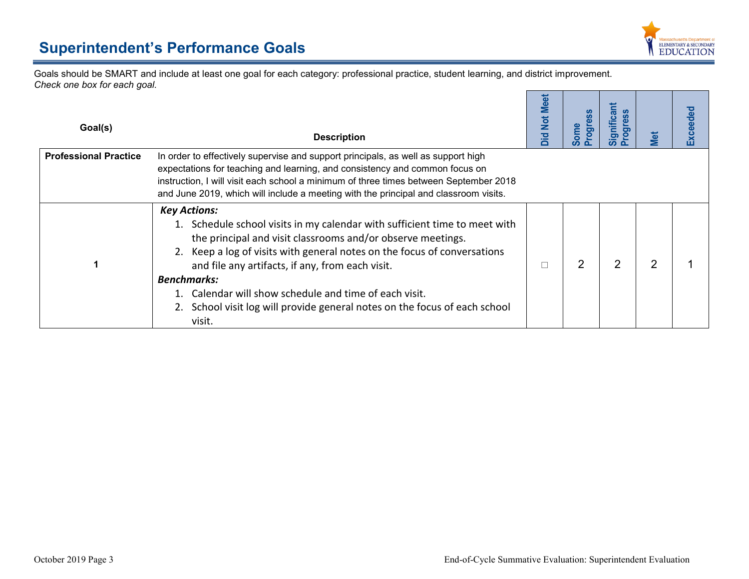# Superintendent's Performance Goals

Goals should be SMART and include at least one goal for each category: professional practice, student learning, and district improvement.
*Check one box for each goal.*

| Goal(s) | Description | Did Not Meet | Some Progress | Significant Progress | Met | Exceeded |
|---|---|---|---|---|---|---|
| **Professional Practice** | In order to effectively supervise and support principals, as well as support high expectations for teaching and learning, and consistency and common focus on instruction, I will visit each school a minimum of three times between September 2018 and June 2019, which will include a meeting with the principal and classroom visits. | | | | | |
| **1** | ***Key Actions:*** 1. Schedule school visits in my calendar with sufficient time to meet with the principal and visit classrooms and/or observe meetings. 2. Keep a log of visits with general notes on the focus of conversations and file any artifacts, if any, from each visit. ***Benchmarks:*** 1. Calendar will show schedule and time of each visit. 2. School visit log will provide general notes on the focus of each school visit. | ☐ | 2 | 2 | 2 | 1 |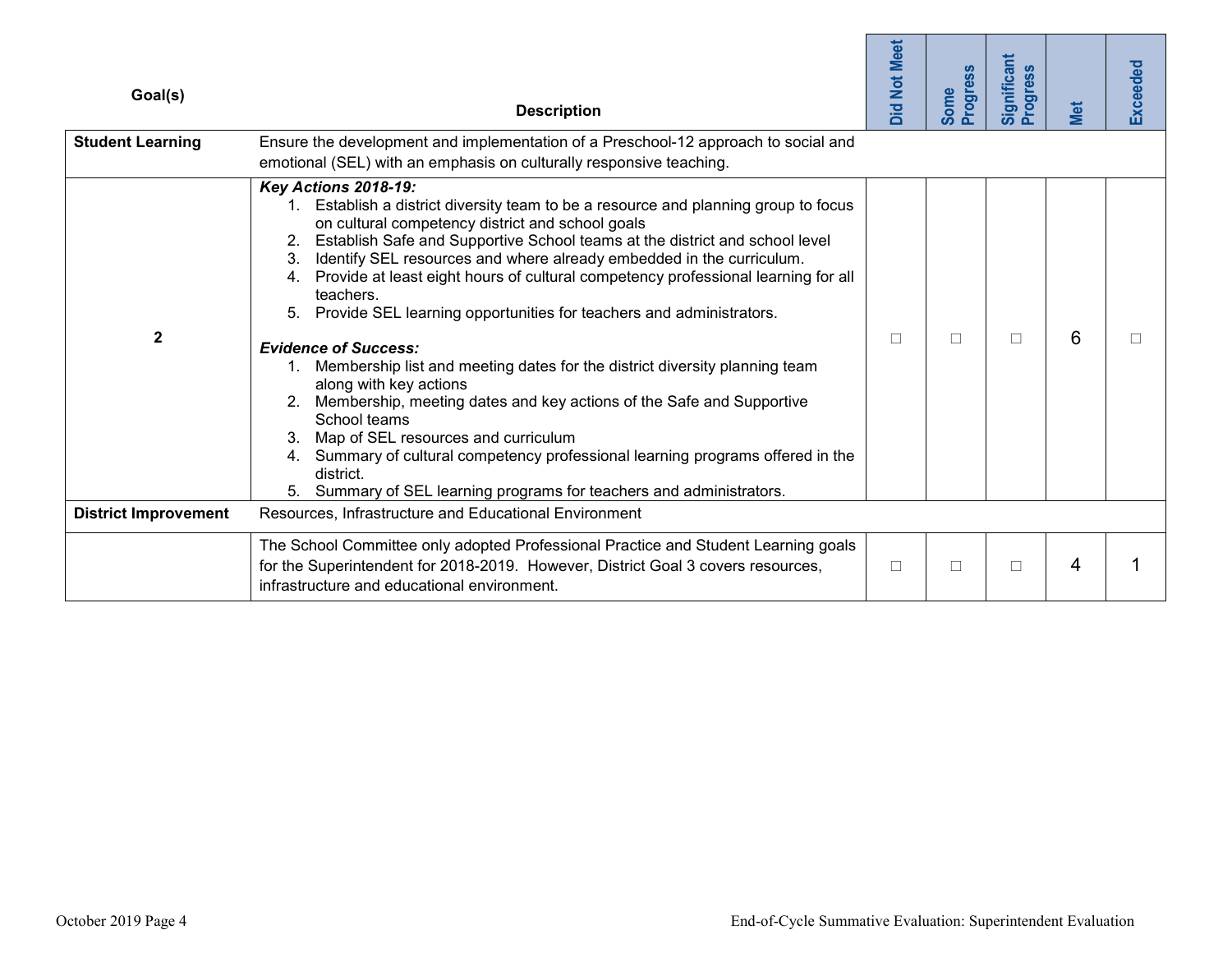| Goal(s) | Description | Did Not Meet | Some Progress | Significant Progress | Met | Exceeded |
|---|---|---|---|---|---|---|
| **Student Learning** | Ensure the development and implementation of a Preschool-12 approach to social and emotional (SEL) with an emphasis on culturally responsive teaching. | | | | | |
| **2** | ***Key Actions 2018-19:***<br>1. Establish a district diversity team to be a resource and planning group to focus on cultural competency district and school goals<br>2. Establish Safe and Supportive School teams at the district and school level<br>3. Identify SEL resources and where already embedded in the curriculum.<br>4. Provide at least eight hours of cultural competency professional learning for all teachers.<br>5. Provide SEL learning opportunities for teachers and administrators.<br><br>***Evidence of Success:***<br>1. Membership list and meeting dates for the district diversity planning team along with key actions<br>2. Membership, meeting dates and key actions of the Safe and Supportive School teams<br>3. Map of SEL resources and curriculum<br>4. Summary of cultural competency professional learning programs offered in the district.<br>5. Summary of SEL learning programs for teachers and administrators. | ☐ | ☐ | ☐ | 6 | ☐ |
| **District Improvement** | Resources, Infrastructure and Educational Environment | | | | | |
| | The School Committee only adopted Professional Practice and Student Learning goals for the Superintendent for 2018-2019. However, District Goal 3 covers resources, infrastructure and educational environment. | ☐ | ☐ | ☐ | 4 | 1 |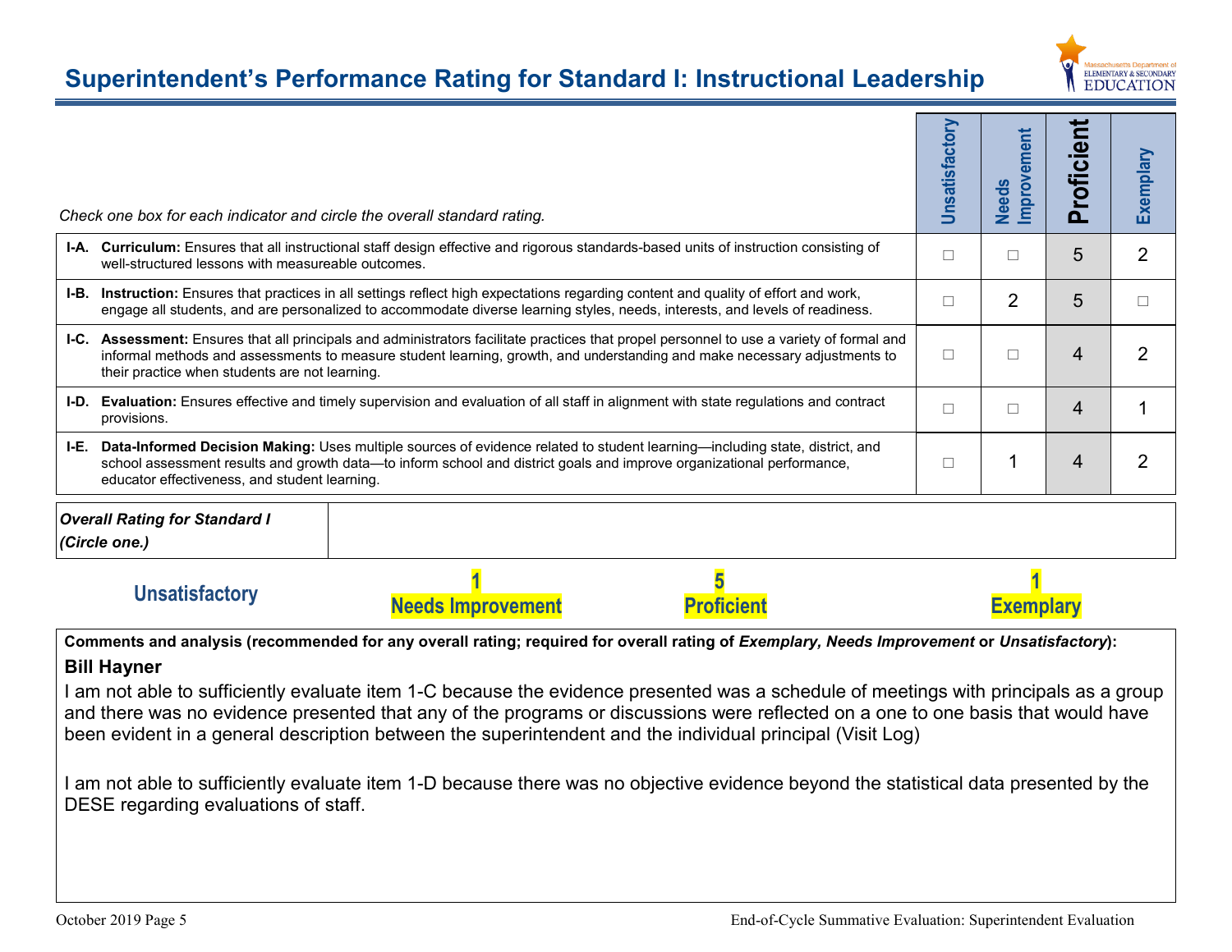# Superintendent's Performance Rating for Standard I: Instructional Leadership

| *Check one box for each indicator and circle the overall standard rating.* | Unsatisfactory | Needs Improvement | Proficient | Exemplary |
|---|---|---|---|---|
| **I-A. Curriculum:** Ensures that all instructional staff design effective and rigorous standards-based units of instruction consisting of well-structured lessons with measureable outcomes. | □ | □ | 5 | 2 |
| **I-B. Instruction:** Ensures that practices in all settings reflect high expectations regarding content and quality of effort and work, engage all students, and are personalized to accommodate diverse learning styles, needs, interests, and levels of readiness. | □ | 2 | 5 | □ |
| **I-C. Assessment:** Ensures that all principals and administrators facilitate practices that propel personnel to use a variety of formal and informal methods and assessments to measure student learning, growth, and understanding and make necessary adjustments to their practice when students are not learning. | □ | □ | 4 | 2 |
| **I-D. Evaluation:** Ensures effective and timely supervision and evaluation of all staff in alignment with state regulations and contract provisions. | □ | □ | 4 | 1 |
| **I-E. Data-Informed Decision Making:** Uses multiple sources of evidence related to student learning—including state, district, and school assessment results and growth data—to inform school and district goals and improve organizational performance, educator effectiveness, and student learning. | □ | 1 | 4 | 2 |

| ***Overall Rating for Standard I (Circle one.)*** | |
|---|---|

| Unsatisfactory | Needs Improvement | Proficient | Exemplary |
|---|---|---|---|
| | 1 | 5 | 1 |

**Comments and analysis (recommended for any overall rating; required for overall rating of *Exemplary, Needs Improvement* or *Unsatisfactory*):**

**Bill Hayner**

I am not able to sufficiently evaluate item 1-C because the evidence presented was a schedule of meetings with principals as a group and there was no evidence presented that any of the programs or discussions were reflected on a one to one basis that would have been evident in a general description between the superintendent and the individual principal (Visit Log)

I am not able to sufficiently evaluate item 1-D because there was no objective evidence beyond the statistical data presented by the DESE regarding evaluations of staff.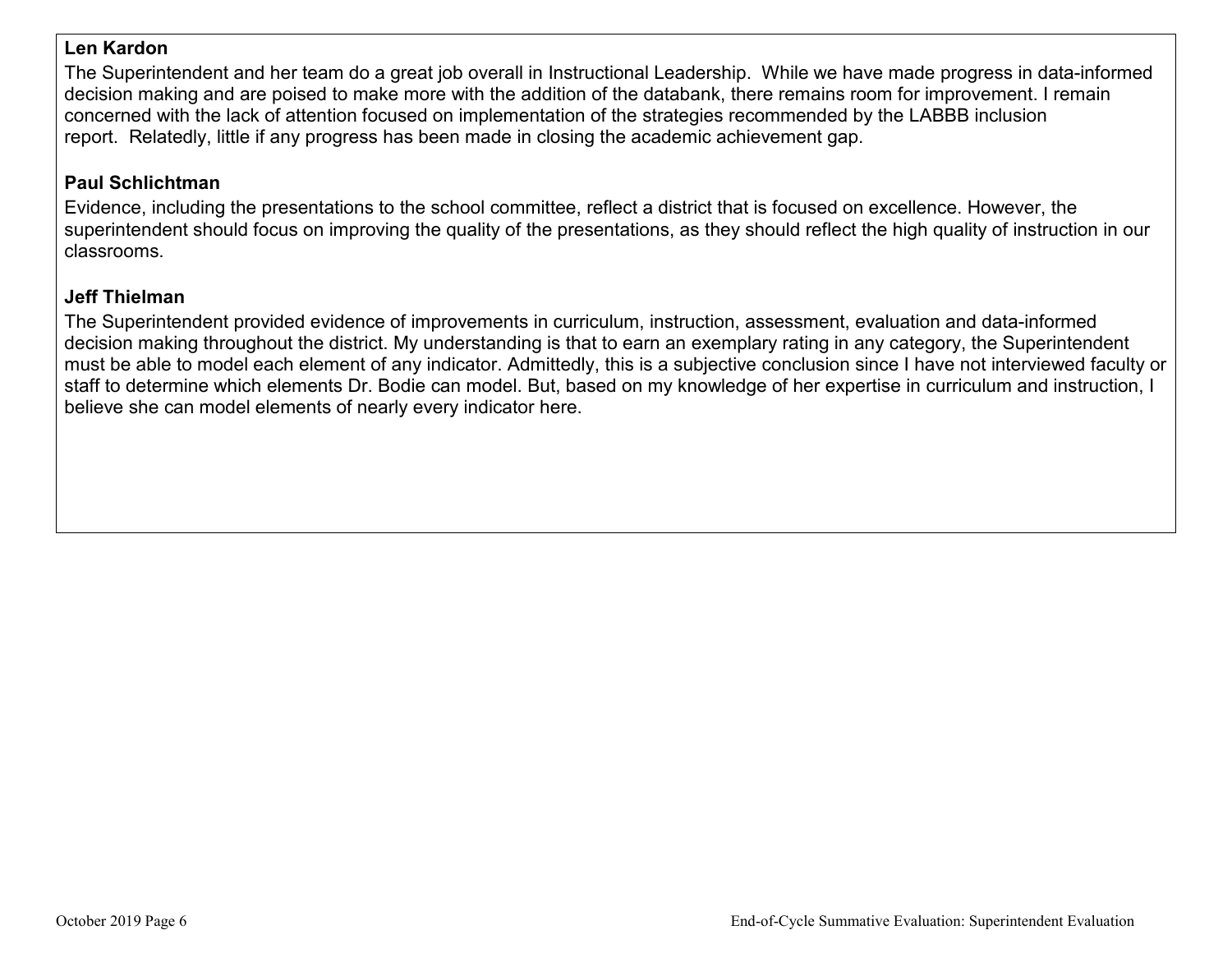**Len Kardon**

The Superintendent and her team do a great job overall in Instructional Leadership. While we have made progress in data-informed decision making and are poised to make more with the addition of the databank, there remains room for improvement. I remain concerned with the lack of attention focused on implementation of the strategies recommended by the LABBB inclusion report. Relatedly, little if any progress has been made in closing the academic achievement gap.

**Paul Schlichtman**

Evidence, including the presentations to the school committee, reflect a district that is focused on excellence. However, the superintendent should focus on improving the quality of the presentations, as they should reflect the high quality of instruction in our classrooms.

**Jeff Thielman**

The Superintendent provided evidence of improvements in curriculum, instruction, assessment, evaluation and data-informed decision making throughout the district. My understanding is that to earn an exemplary rating in any category, the Superintendent must be able to model each element of any indicator. Admittedly, this is a subjective conclusion since I have not interviewed faculty or staff to determine which elements Dr. Bodie can model. But, based on my knowledge of her expertise in curriculum and instruction, I believe she can model elements of nearly every indicator here.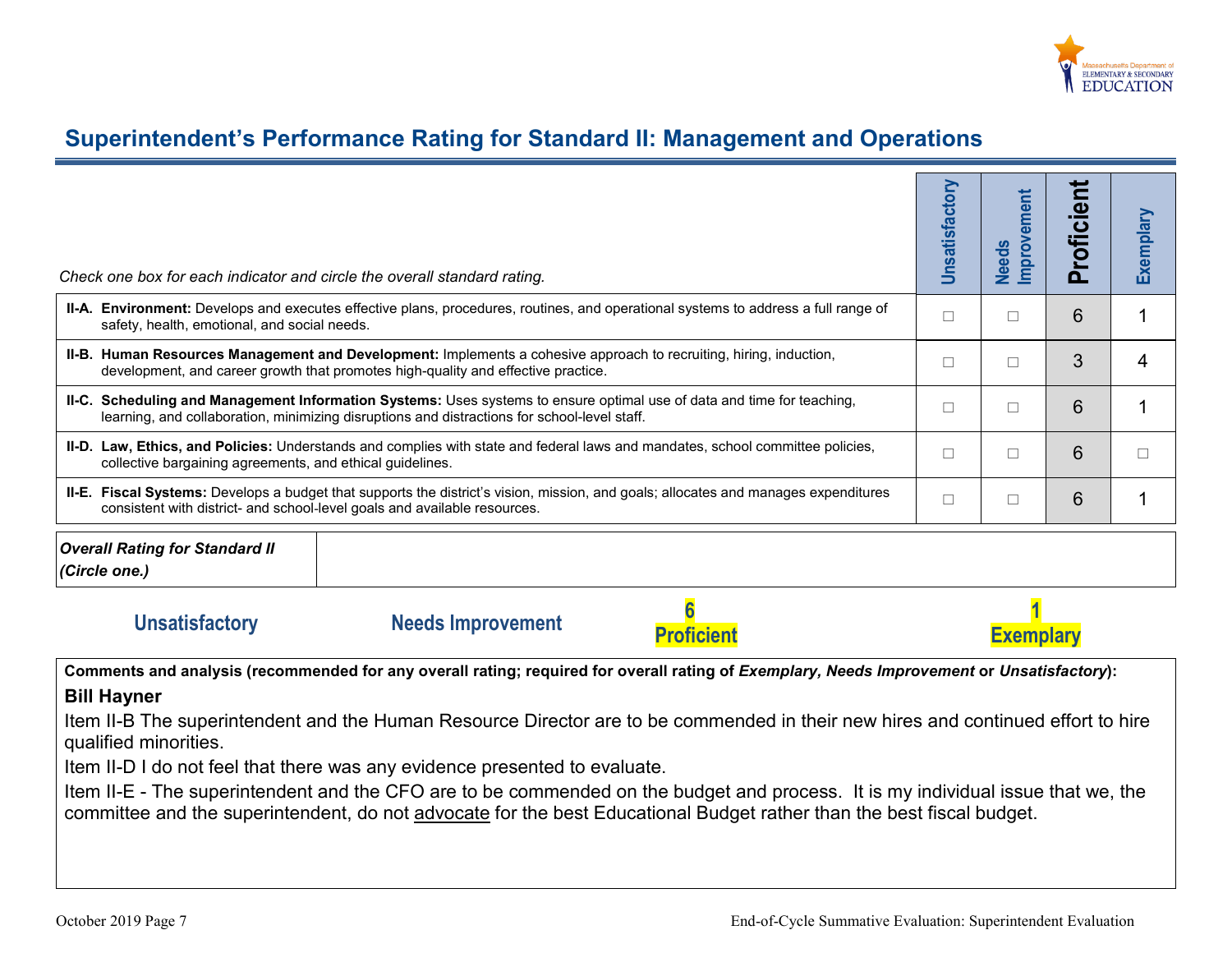## Superintendent's Performance Rating for Standard II: Management and Operations

| *Check one box for each indicator and circle the overall standard rating.* | Unsatisfactory | Needs Improvement | Proficient | Exemplary |
|---|---|---|---|---|
| **II-A. Environment:** Develops and executes effective plans, procedures, routines, and operational systems to address a full range of safety, health, emotional, and social needs. | □ | □ | 6 | 1 |
| **II-B. Human Resources Management and Development:** Implements a cohesive approach to recruiting, hiring, induction, development, and career growth that promotes high-quality and effective practice. | □ | □ | 3 | 4 |
| **II-C. Scheduling and Management Information Systems:** Uses systems to ensure optimal use of data and time for teaching, learning, and collaboration, minimizing disruptions and distractions for school-level staff. | □ | □ | 6 | 1 |
| **II-D. Law, Ethics, and Policies:** Understands and complies with state and federal laws and mandates, school committee policies, collective bargaining agreements, and ethical guidelines. | □ | □ | 6 | □ |
| **II-E. Fiscal Systems:** Develops a budget that supports the district's vision, mission, and goals; allocates and manages expenditures consistent with district- and school-level goals and available resources. | □ | □ | 6 | 1 |

| ***Overall Rating for Standard II (Circle one.)*** | |
|---|---|

| Unsatisfactory | Needs Improvement | Proficient | Exemplary |
|---|---|---|---|
| | | 6 | 1 |

**Comments and analysis (recommended for any overall rating; required for overall rating of *Exemplary, Needs Improvement* or *Unsatisfactory*):**

**Bill Hayner**

Item II-B The superintendent and the Human Resource Director are to be commended in their new hires and continued effort to hire qualified minorities.

Item II-D I do not feel that there was any evidence presented to evaluate.

Item II-E - The superintendent and the CFO are to be commended on the budget and process. It is my individual issue that we, the committee and the superintendent, do not advocate for the best Educational Budget rather than the best fiscal budget.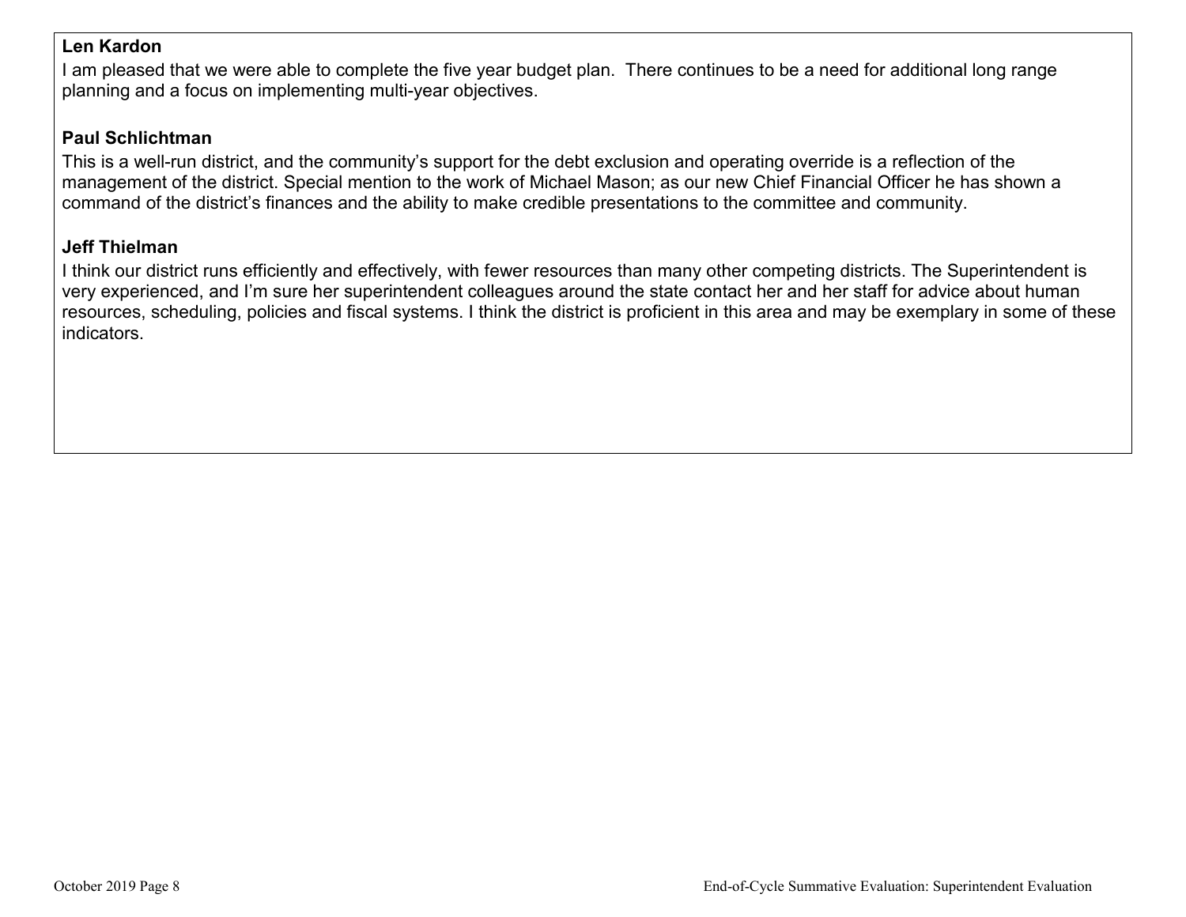**Len Kardon**

I am pleased that we were able to complete the five year budget plan. There continues to be a need for additional long range planning and a focus on implementing multi-year objectives.

**Paul Schlichtman**

This is a well-run district, and the community's support for the debt exclusion and operating override is a reflection of the management of the district. Special mention to the work of Michael Mason; as our new Chief Financial Officer he has shown a command of the district's finances and the ability to make credible presentations to the committee and community.

**Jeff Thielman**

I think our district runs efficiently and effectively, with fewer resources than many other competing districts. The Superintendent is very experienced, and I'm sure her superintendent colleagues around the state contact her and her staff for advice about human resources, scheduling, policies and fiscal systems. I think the district is proficient in this area and may be exemplary in some of these indicators.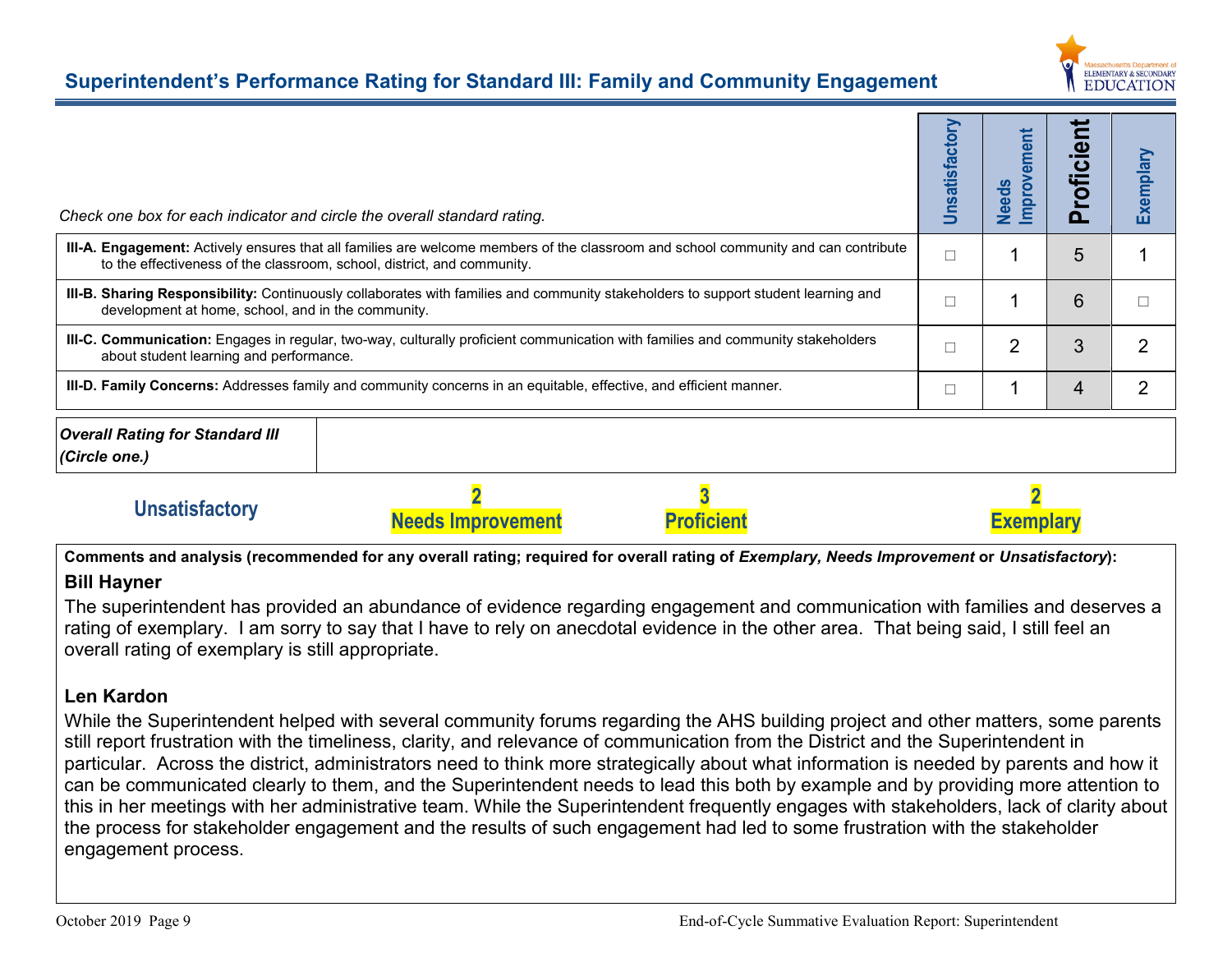## Superintendent's Performance Rating for Standard III: Family and Community Engagement

| *Check one box for each indicator and circle the overall standard rating.* | Unsatisfactory | Needs Improvement | Proficient | Exemplary |
|---|---|---|---|---|
| **III-A. Engagement:** Actively ensures that all families are welcome members of the classroom and school community and can contribute to the effectiveness of the classroom, school, district, and community. | □ | 1 | 5 | 1 |
| **III-B. Sharing Responsibility:** Continuously collaborates with families and community stakeholders to support student learning and development at home, school, and in the community. | □ | 1 | 6 | □ |
| **III-C. Communication:** Engages in regular, two-way, culturally proficient communication with families and community stakeholders about student learning and performance. | □ | 2 | 3 | 2 |
| **III-D. Family Concerns:** Addresses family and community concerns in an equitable, effective, and efficient manner. | □ | 1 | 4 | 2 |

| ***Overall Rating for Standard III (Circle one.)*** | |
|---|---|

| Unsatisfactory | Needs Improvement | Proficient | Exemplary |
|---|---|---|---|
| | 2 | 3 | 2 |

**Comments and analysis (recommended for any overall rating; required for overall rating of *Exemplary, Needs Improvement* or *Unsatisfactory*):**

**Bill Hayner**

The superintendent has provided an abundance of evidence regarding engagement and communication with families and deserves a rating of exemplary. I am sorry to say that I have to rely on anecdotal evidence in the other area. That being said, I still feel an overall rating of exemplary is still appropriate.

**Len Kardon**

While the Superintendent helped with several community forums regarding the AHS building project and other matters, some parents still report frustration with the timeliness, clarity, and relevance of communication from the District and the Superintendent in particular. Across the district, administrators need to think more strategically about what information is needed by parents and how it can be communicated clearly to them, and the Superintendent needs to lead this both by example and by providing more attention to this in her meetings with her administrative team. While the Superintendent frequently engages with stakeholders, lack of clarity about the process for stakeholder engagement and the results of such engagement had led to some frustration with the stakeholder engagement process.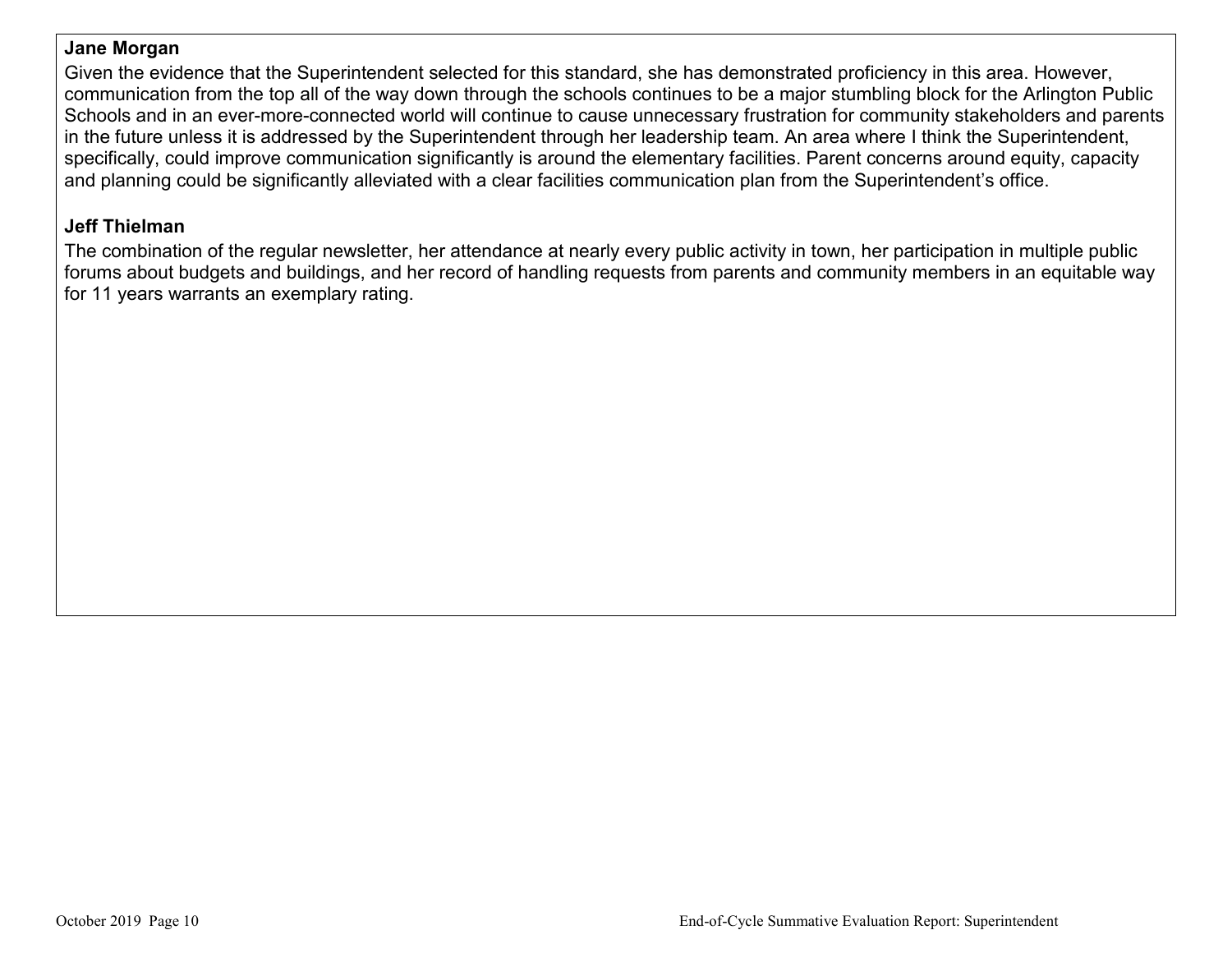**Jane Morgan**

Given the evidence that the Superintendent selected for this standard, she has demonstrated proficiency in this area. However, communication from the top all of the way down through the schools continues to be a major stumbling block for the Arlington Public Schools and in an ever-more-connected world will continue to cause unnecessary frustration for community stakeholders and parents in the future unless it is addressed by the Superintendent through her leadership team. An area where I think the Superintendent, specifically, could improve communication significantly is around the elementary facilities. Parent concerns around equity, capacity and planning could be significantly alleviated with a clear facilities communication plan from the Superintendent's office.

**Jeff Thielman**

The combination of the regular newsletter, her attendance at nearly every public activity in town, her participation in multiple public forums about budgets and buildings, and her record of handling requests from parents and community members in an equitable way for 11 years warrants an exemplary rating.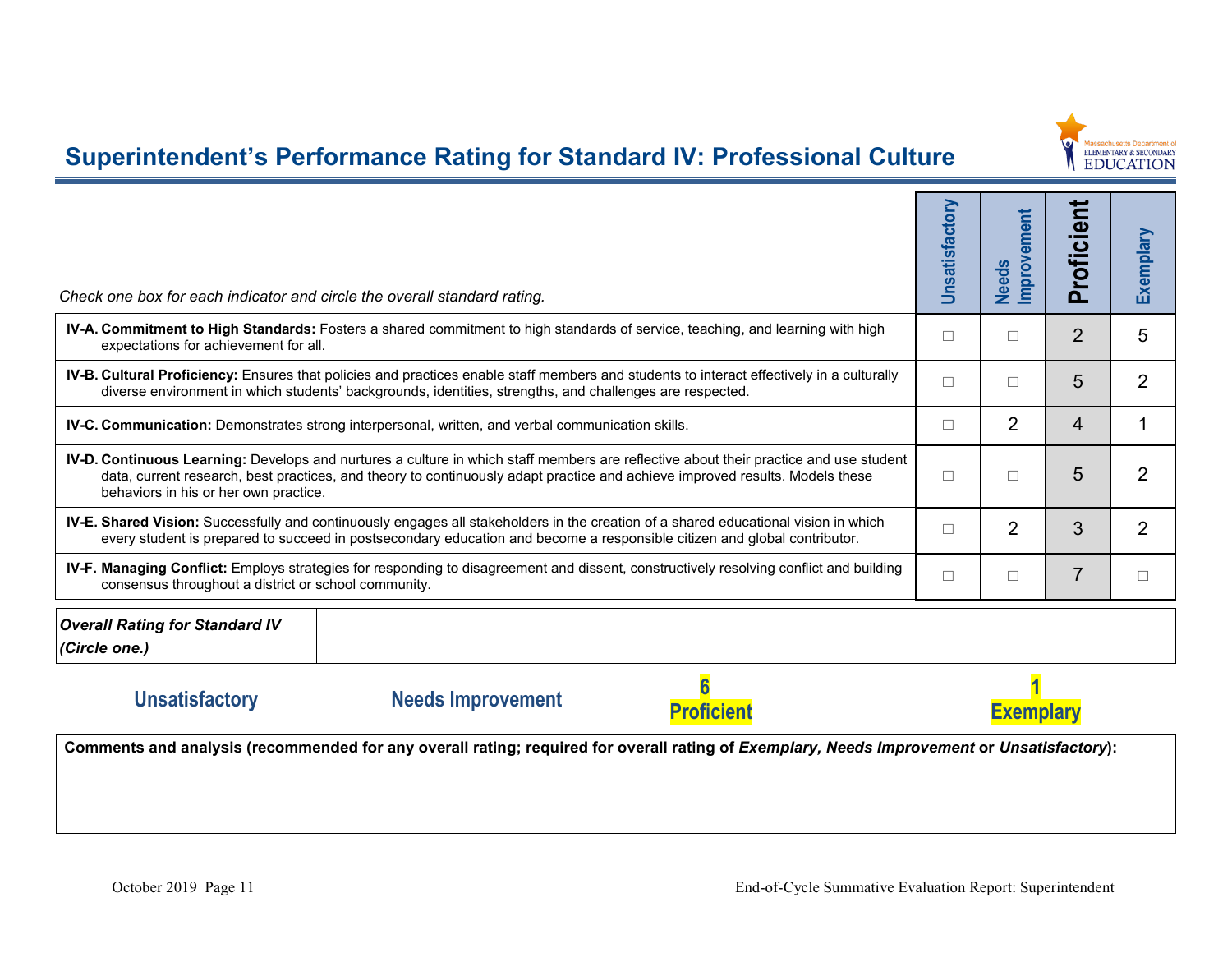# Superintendent's Performance Rating for Standard IV: Professional Culture

| *Check one box for each indicator and circle the overall standard rating.* | Unsatisfactory | Needs Improvement | Proficient | Exemplary |
|---|---|---|---|---|
| **IV-A. Commitment to High Standards:** Fosters a shared commitment to high standards of service, teaching, and learning with high expectations for achievement for all. | ☐ | ☐ | 2 | 5 |
| **IV-B. Cultural Proficiency:** Ensures that policies and practices enable staff members and students to interact effectively in a culturally diverse environment in which students' backgrounds, identities, strengths, and challenges are respected. | ☐ | ☐ | 5 | 2 |
| **IV-C. Communication:** Demonstrates strong interpersonal, written, and verbal communication skills. | ☐ | 2 | 4 | 1 |
| **IV-D. Continuous Learning:** Develops and nurtures a culture in which staff members are reflective about their practice and use student data, current research, best practices, and theory to continuously adapt practice and achieve improved results. Models these behaviors in his or her own practice. | ☐ | ☐ | 5 | 2 |
| **IV-E. Shared Vision:** Successfully and continuously engages all stakeholders in the creation of a shared educational vision in which every student is prepared to succeed in postsecondary education and become a responsible citizen and global contributor. | ☐ | 2 | 3 | 2 |
| **IV-F. Managing Conflict:** Employs strategies for responding to disagreement and dissent, constructively resolving conflict and building consensus throughout a district or school community. | ☐ | ☐ | 7 | ☐ |

| ***Overall Rating for Standard IV (Circle one.)*** | |
|---|---|

| Unsatisfactory | Needs Improvement | 6 Proficient | 1 Exemplary |
|---|---|---|---|

**Comments and analysis (recommended for any overall rating; required for overall rating of *Exemplary, Needs Improvement* or *Unsatisfactory*):**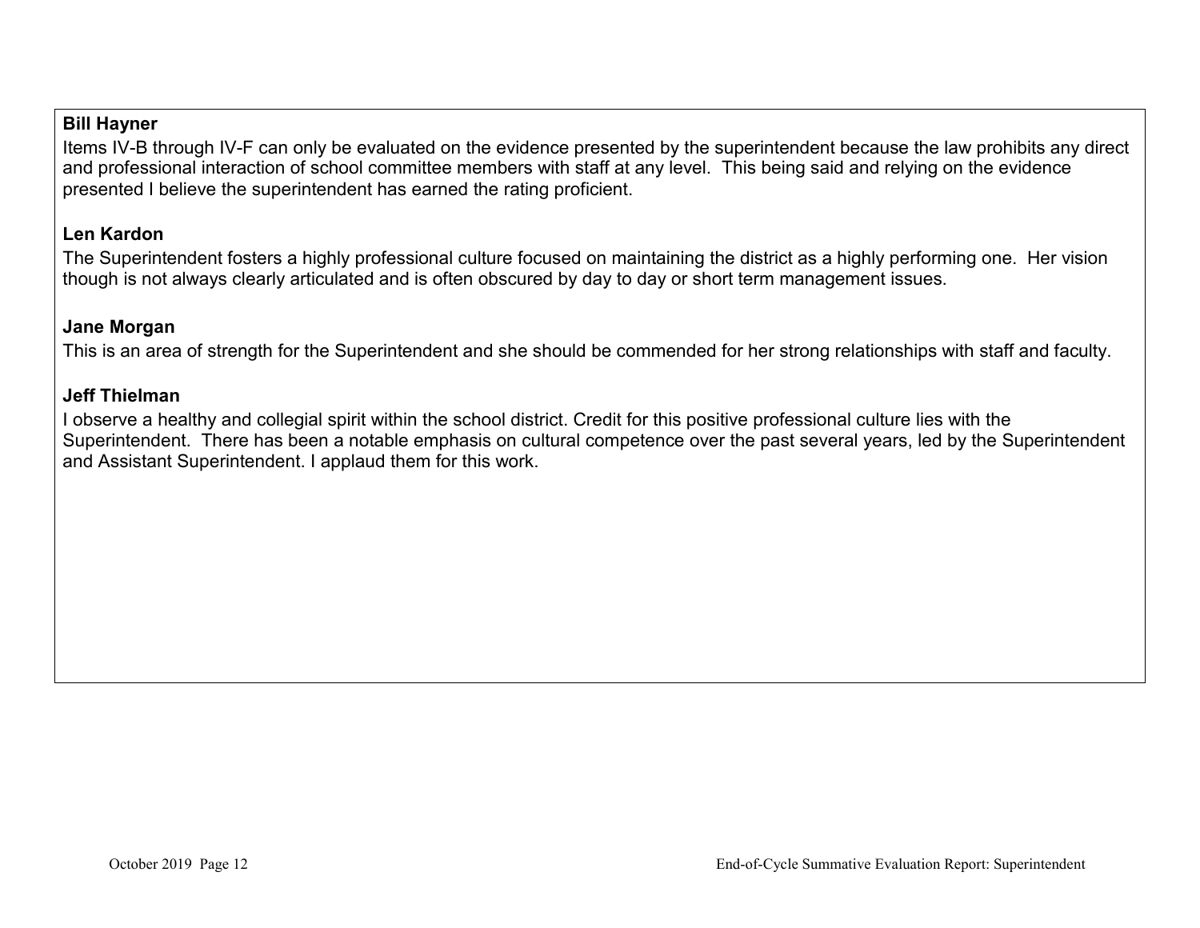**Bill Hayner**

Items IV-B through IV-F can only be evaluated on the evidence presented by the superintendent because the law prohibits any direct and professional interaction of school committee members with staff at any level. This being said and relying on the evidence presented I believe the superintendent has earned the rating proficient.

**Len Kardon**

The Superintendent fosters a highly professional culture focused on maintaining the district as a highly performing one. Her vision though is not always clearly articulated and is often obscured by day to day or short term management issues.

**Jane Morgan**

This is an area of strength for the Superintendent and she should be commended for her strong relationships with staff and faculty.

**Jeff Thielman**

I observe a healthy and collegial spirit within the school district. Credit for this positive professional culture lies with the Superintendent. There has been a notable emphasis on cultural competence over the past several years, led by the Superintendent and Assistant Superintendent. I applaud them for this work.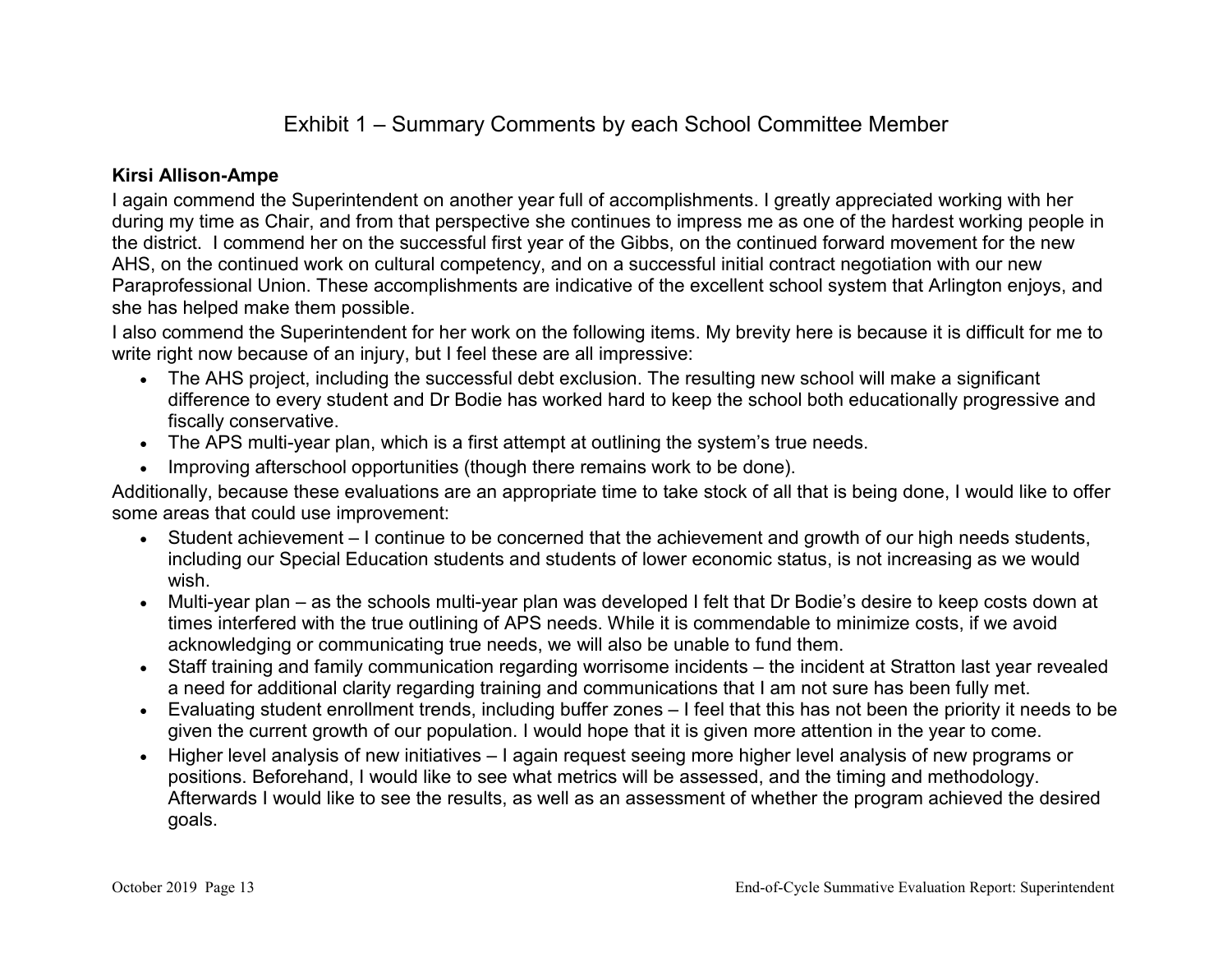# Exhibit 1 – Summary Comments by each School Committee Member

**Kirsi Allison-Ampe**

I again commend the Superintendent on another year full of accomplishments. I greatly appreciated working with her during my time as Chair, and from that perspective she continues to impress me as one of the hardest working people in the district. I commend her on the successful first year of the Gibbs, on the continued forward movement for the new AHS, on the continued work on cultural competency, and on a successful initial contract negotiation with our new Paraprofessional Union. These accomplishments are indicative of the excellent school system that Arlington enjoys, and she has helped make them possible.

I also commend the Superintendent for her work on the following items. My brevity here is because it is difficult for me to write right now because of an injury, but I feel these are all impressive:

- The AHS project, including the successful debt exclusion. The resulting new school will make a significant difference to every student and Dr Bodie has worked hard to keep the school both educationally progressive and fiscally conservative.
- The APS multi-year plan, which is a first attempt at outlining the system's true needs.
- Improving afterschool opportunities (though there remains work to be done).

Additionally, because these evaluations are an appropriate time to take stock of all that is being done, I would like to offer some areas that could use improvement:

- Student achievement – I continue to be concerned that the achievement and growth of our high needs students, including our Special Education students and students of lower economic status, is not increasing as we would wish.
- Multi-year plan – as the schools multi-year plan was developed I felt that Dr Bodie's desire to keep costs down at times interfered with the true outlining of APS needs. While it is commendable to minimize costs, if we avoid acknowledging or communicating true needs, we will also be unable to fund them.
- Staff training and family communication regarding worrisome incidents – the incident at Stratton last year revealed a need for additional clarity regarding training and communications that I am not sure has been fully met.
- Evaluating student enrollment trends, including buffer zones – I feel that this has not been the priority it needs to be given the current growth of our population. I would hope that it is given more attention in the year to come.
- Higher level analysis of new initiatives – I again request seeing more higher level analysis of new programs or positions. Beforehand, I would like to see what metrics will be assessed, and the timing and methodology. Afterwards I would like to see the results, as well as an assessment of whether the program achieved the desired goals.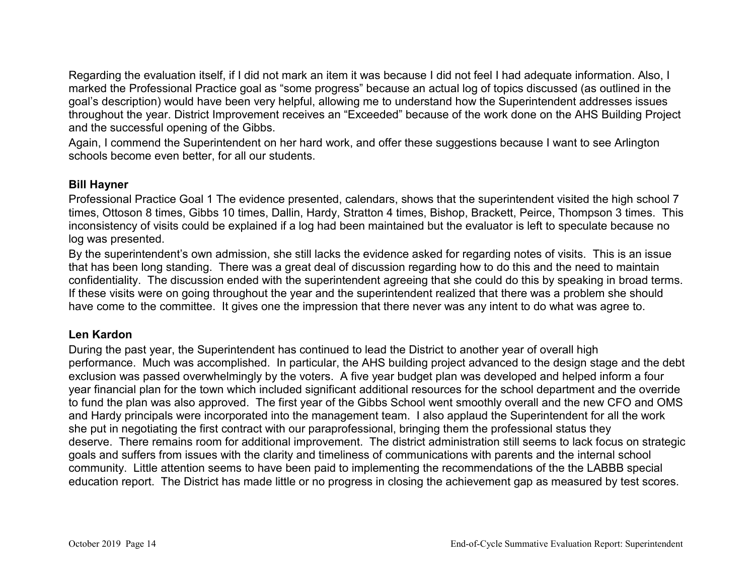Regarding the evaluation itself, if I did not mark an item it was because I did not feel I had adequate information. Also, I marked the Professional Practice goal as "some progress" because an actual log of topics discussed (as outlined in the goal's description) would have been very helpful, allowing me to understand how the Superintendent addresses issues throughout the year. District Improvement receives an "Exceeded" because of the work done on the AHS Building Project and the successful opening of the Gibbs.

Again, I commend the Superintendent on her hard work, and offer these suggestions because I want to see Arlington schools become even better, for all our students.

**Bill Hayner**

Professional Practice Goal 1 The evidence presented, calendars, shows that the superintendent visited the high school 7 times, Ottoson 8 times, Gibbs 10 times, Dallin, Hardy, Stratton 4 times, Bishop, Brackett, Peirce, Thompson 3 times. This inconsistency of visits could be explained if a log had been maintained but the evaluator is left to speculate because no log was presented.

By the superintendent's own admission, she still lacks the evidence asked for regarding notes of visits. This is an issue that has been long standing. There was a great deal of discussion regarding how to do this and the need to maintain confidentiality. The discussion ended with the superintendent agreeing that she could do this by speaking in broad terms. If these visits were on going throughout the year and the superintendent realized that there was a problem she should have come to the committee. It gives one the impression that there never was any intent to do what was agree to.

**Len Kardon**

During the past year, the Superintendent has continued to lead the District to another year of overall high performance. Much was accomplished. In particular, the AHS building project advanced to the design stage and the debt exclusion was passed overwhelmingly by the voters. A five year budget plan was developed and helped inform a four year financial plan for the town which included significant additional resources for the school department and the override to fund the plan was also approved. The first year of the Gibbs School went smoothly overall and the new CFO and OMS and Hardy principals were incorporated into the management team. I also applaud the Superintendent for all the work she put in negotiating the first contract with our paraprofessional, bringing them the professional status they deserve. There remains room for additional improvement. The district administration still seems to lack focus on strategic goals and suffers from issues with the clarity and timeliness of communications with parents and the internal school community. Little attention seems to have been paid to implementing the recommendations of the the LABBB special education report. The District has made little or no progress in closing the achievement gap as measured by test scores.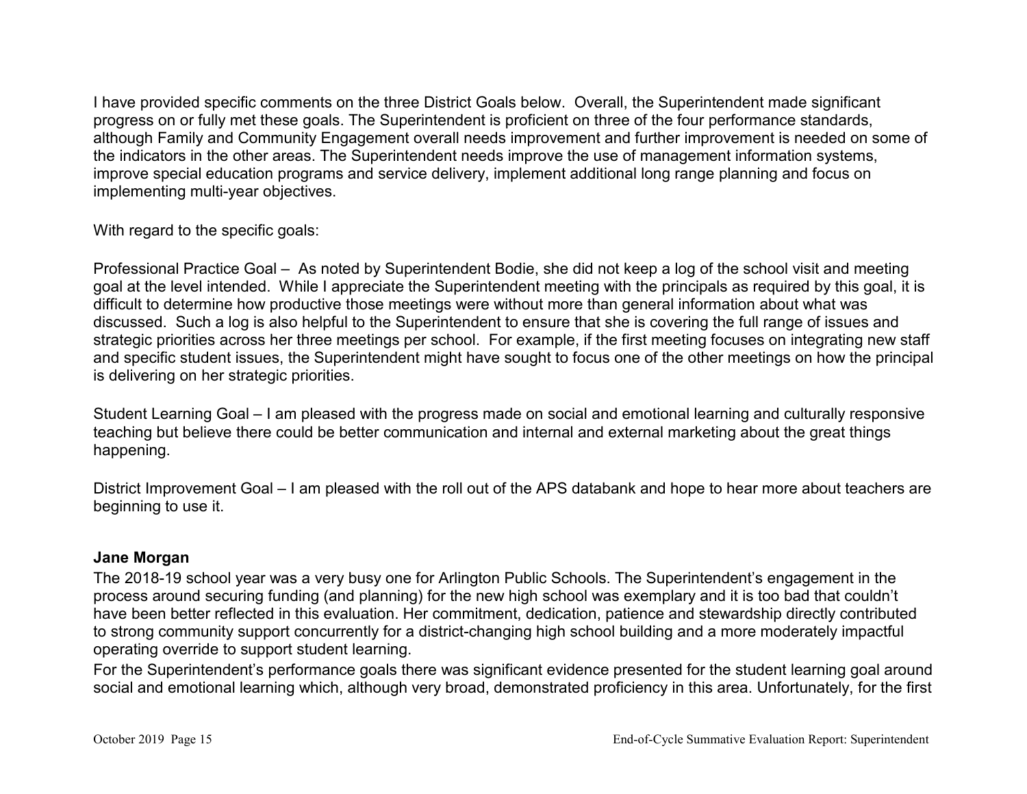I have provided specific comments on the three District Goals below. Overall, the Superintendent made significant progress on or fully met these goals. The Superintendent is proficient on three of the four performance standards, although Family and Community Engagement overall needs improvement and further improvement is needed on some of the indicators in the other areas. The Superintendent needs improve the use of management information systems, improve special education programs and service delivery, implement additional long range planning and focus on implementing multi-year objectives.

With regard to the specific goals:

Professional Practice Goal – As noted by Superintendent Bodie, she did not keep a log of the school visit and meeting goal at the level intended. While I appreciate the Superintendent meeting with the principals as required by this goal, it is difficult to determine how productive those meetings were without more than general information about what was discussed. Such a log is also helpful to the Superintendent to ensure that she is covering the full range of issues and strategic priorities across her three meetings per school. For example, if the first meeting focuses on integrating new staff and specific student issues, the Superintendent might have sought to focus one of the other meetings on how the principal is delivering on her strategic priorities.

Student Learning Goal – I am pleased with the progress made on social and emotional learning and culturally responsive teaching but believe there could be better communication and internal and external marketing about the great things happening.

District Improvement Goal – I am pleased with the roll out of the APS databank and hope to hear more about teachers are beginning to use it.

**Jane Morgan**

The 2018-19 school year was a very busy one for Arlington Public Schools. The Superintendent's engagement in the process around securing funding (and planning) for the new high school was exemplary and it is too bad that couldn't have been better reflected in this evaluation. Her commitment, dedication, patience and stewardship directly contributed to strong community support concurrently for a district-changing high school building and a more moderately impactful operating override to support student learning.

For the Superintendent's performance goals there was significant evidence presented for the student learning goal around social and emotional learning which, although very broad, demonstrated proficiency in this area. Unfortunately, for the first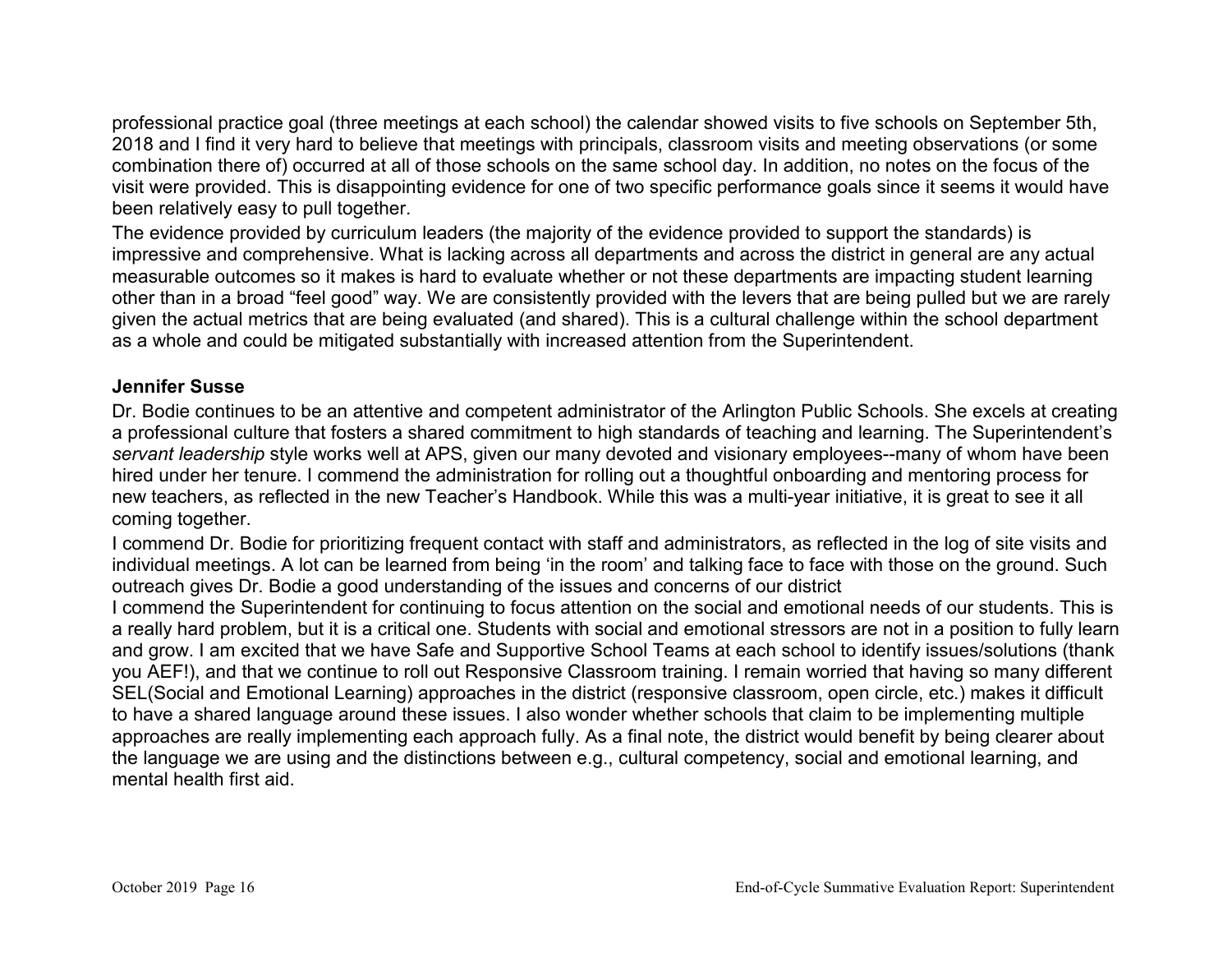professional practice goal (three meetings at each school) the calendar showed visits to five schools on September 5th, 2018 and I find it very hard to believe that meetings with principals, classroom visits and meeting observations (or some combination there of) occurred at all of those schools on the same school day. In addition, no notes on the focus of the visit were provided. This is disappointing evidence for one of two specific performance goals since it seems it would have been relatively easy to pull together.

The evidence provided by curriculum leaders (the majority of the evidence provided to support the standards) is impressive and comprehensive. What is lacking across all departments and across the district in general are any actual measurable outcomes so it makes is hard to evaluate whether or not these departments are impacting student learning other than in a broad "feel good" way. We are consistently provided with the levers that are being pulled but we are rarely given the actual metrics that are being evaluated (and shared). This is a cultural challenge within the school department as a whole and could be mitigated substantially with increased attention from the Superintendent.

**Jennifer Susse**

Dr. Bodie continues to be an attentive and competent administrator of the Arlington Public Schools. She excels at creating a professional culture that fosters a shared commitment to high standards of teaching and learning. The Superintendent's *servant leadership* style works well at APS, given our many devoted and visionary employees--many of whom have been hired under her tenure. I commend the administration for rolling out a thoughtful onboarding and mentoring process for new teachers, as reflected in the new Teacher's Handbook. While this was a multi-year initiative, it is great to see it all coming together.

I commend Dr. Bodie for prioritizing frequent contact with staff and administrators, as reflected in the log of site visits and individual meetings. A lot can be learned from being 'in the room' and talking face to face with those on the ground. Such outreach gives Dr. Bodie a good understanding of the issues and concerns of our district

I commend the Superintendent for continuing to focus attention on the social and emotional needs of our students. This is a really hard problem, but it is a critical one. Students with social and emotional stressors are not in a position to fully learn and grow. I am excited that we have Safe and Supportive School Teams at each school to identify issues/solutions (thank you AEF!), and that we continue to roll out Responsive Classroom training. I remain worried that having so many different SEL(Social and Emotional Learning) approaches in the district (responsive classroom, open circle, etc.) makes it difficult to have a shared language around these issues. I also wonder whether schools that claim to be implementing multiple approaches are really implementing each approach fully. As a final note, the district would benefit by being clearer about the language we are using and the distinctions between e.g., cultural competency, social and emotional learning, and mental health first aid.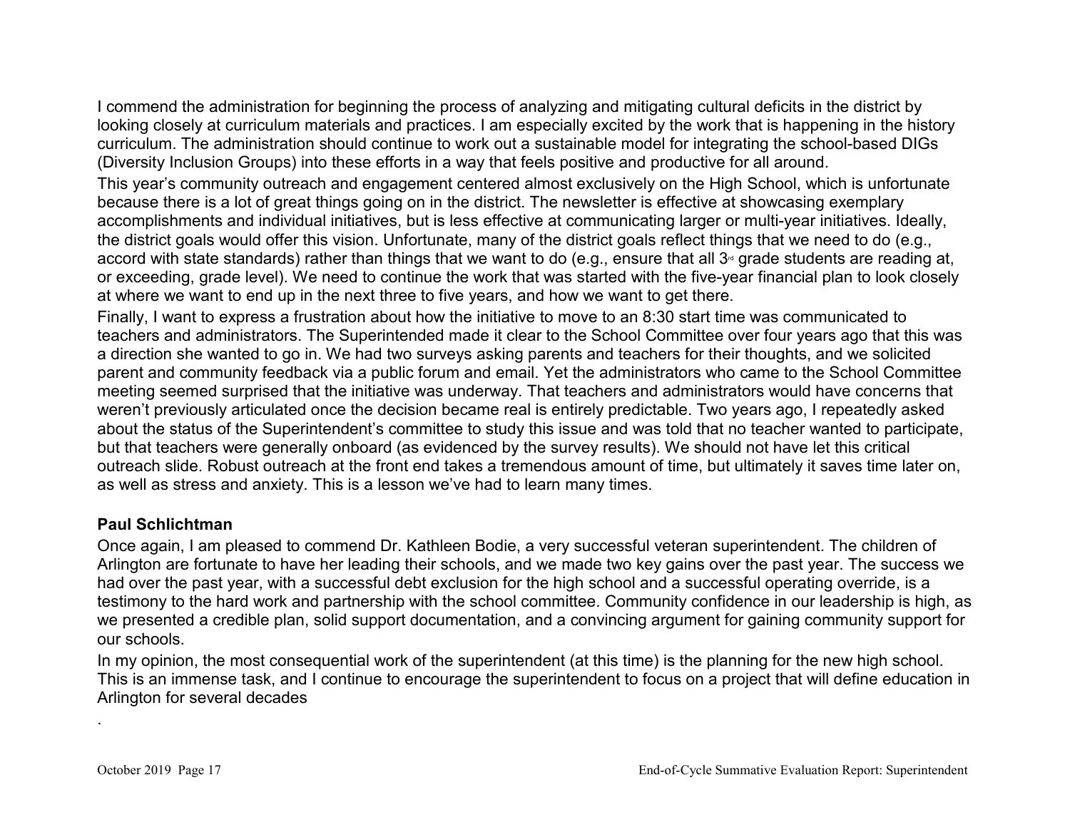I commend the administration for beginning the process of analyzing and mitigating cultural deficits in the district by looking closely at curriculum materials and practices. I am especially excited by the work that is happening in the history curriculum. The administration should continue to work out a sustainable model for integrating the school-based DIGs (Diversity Inclusion Groups) into these efforts in a way that feels positive and productive for all around.

This year's community outreach and engagement centered almost exclusively on the High School, which is unfortunate because there is a lot of great things going on in the district. The newsletter is effective at showcasing exemplary accomplishments and individual initiatives, but is less effective at communicating larger or multi-year initiatives. Ideally, the district goals would offer this vision. Unfortunate, many of the district goals reflect things that we need to do (e.g., accord with state standards) rather than things that we want to do (e.g., ensure that all 3rd grade students are reading at, or exceeding, grade level). We need to continue the work that was started with the five-year financial plan to look closely at where we want to end up in the next three to five years, and how we want to get there.

Finally, I want to express a frustration about how the initiative to move to an 8:30 start time was communicated to teachers and administrators. The Superintended made it clear to the School Committee over four years ago that this was a direction she wanted to go in. We had two surveys asking parents and teachers for their thoughts, and we solicited parent and community feedback via a public forum and email. Yet the administrators who came to the School Committee meeting seemed surprised that the initiative was underway. That teachers and administrators would have concerns that weren't previously articulated once the decision became real is entirely predictable. Two years ago, I repeatedly asked about the status of the Superintendent's committee to study this issue and was told that no teacher wanted to participate, but that teachers were generally onboard (as evidenced by the survey results). We should not have let this critical outreach slide. Robust outreach at the front end takes a tremendous amount of time, but ultimately it saves time later on, as well as stress and anxiety. This is a lesson we've had to learn many times.

**Paul Schlichtman**

Once again, I am pleased to commend Dr. Kathleen Bodie, a very successful veteran superintendent. The children of Arlington are fortunate to have her leading their schools, and we made two key gains over the past year. The success we had over the past year, with a successful debt exclusion for the high school and a successful operating override, is a testimony to the hard work and partnership with the school committee. Community confidence in our leadership is high, as we presented a credible plan, solid support documentation, and a convincing argument for gaining community support for our schools.

In my opinion, the most consequential work of the superintendent (at this time) is the planning for the new high school. This is an immense task, and I continue to encourage the superintendent to focus on a project that will define education in Arlington for several decades

.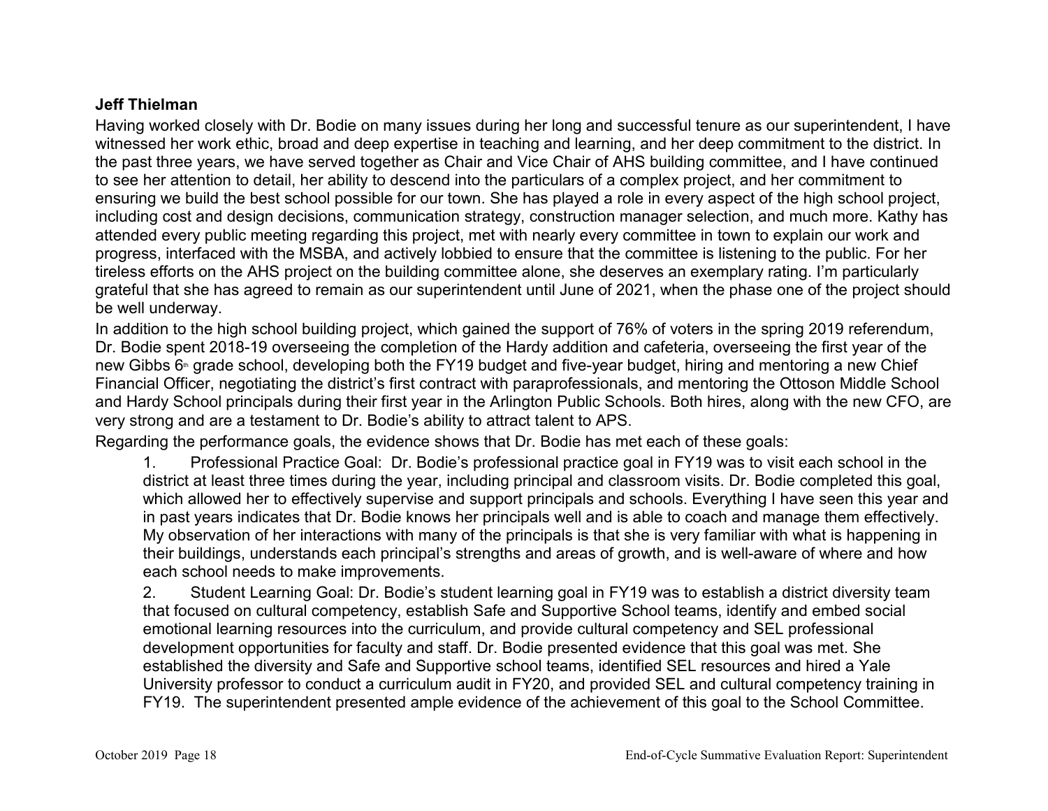**Jeff Thielman**

Having worked closely with Dr. Bodie on many issues during her long and successful tenure as our superintendent, I have witnessed her work ethic, broad and deep expertise in teaching and learning, and her deep commitment to the district. In the past three years, we have served together as Chair and Vice Chair of AHS building committee, and I have continued to see her attention to detail, her ability to descend into the particulars of a complex project, and her commitment to ensuring we build the best school possible for our town. She has played a role in every aspect of the high school project, including cost and design decisions, communication strategy, construction manager selection, and much more. Kathy has attended every public meeting regarding this project, met with nearly every committee in town to explain our work and progress, interfaced with the MSBA, and actively lobbied to ensure that the committee is listening to the public. For her tireless efforts on the AHS project on the building committee alone, she deserves an exemplary rating. I'm particularly grateful that she has agreed to remain as our superintendent until June of 2021, when the phase one of the project should be well underway.

In addition to the high school building project, which gained the support of 76% of voters in the spring 2019 referendum, Dr. Bodie spent 2018-19 overseeing the completion of the Hardy addition and cafeteria, overseeing the first year of the new Gibbs 6th grade school, developing both the FY19 budget and five-year budget, hiring and mentoring a new Chief Financial Officer, negotiating the district's first contract with paraprofessionals, and mentoring the Ottoson Middle School and Hardy School principals during their first year in the Arlington Public Schools. Both hires, along with the new CFO, are very strong and are a testament to Dr. Bodie's ability to attract talent to APS.

Regarding the performance goals, the evidence shows that Dr. Bodie has met each of these goals:

1. Professional Practice Goal: Dr. Bodie's professional practice goal in FY19 was to visit each school in the district at least three times during the year, including principal and classroom visits. Dr. Bodie completed this goal, which allowed her to effectively supervise and support principals and schools. Everything I have seen this year and in past years indicates that Dr. Bodie knows her principals well and is able to coach and manage them effectively. My observation of her interactions with many of the principals is that she is very familiar with what is happening in their buildings, understands each principal's strengths and areas of growth, and is well-aware of where and how each school needs to make improvements.

2. Student Learning Goal: Dr. Bodie's student learning goal in FY19 was to establish a district diversity team that focused on cultural competency, establish Safe and Supportive School teams, identify and embed social emotional learning resources into the curriculum, and provide cultural competency and SEL professional development opportunities for faculty and staff. Dr. Bodie presented evidence that this goal was met. She established the diversity and Safe and Supportive school teams, identified SEL resources and hired a Yale University professor to conduct a curriculum audit in FY20, and provided SEL and cultural competency training in FY19. The superintendent presented ample evidence of the achievement of this goal to the School Committee.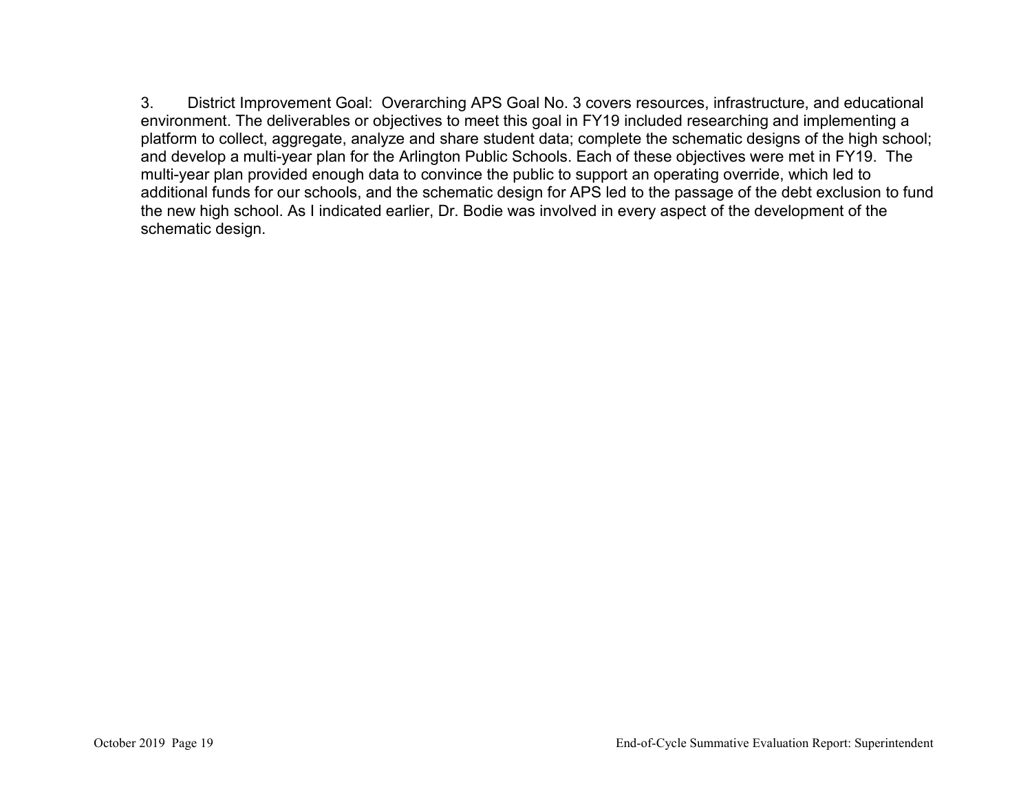3. District Improvement Goal: Overarching APS Goal No. 3 covers resources, infrastructure, and educational environment. The deliverables or objectives to meet this goal in FY19 included researching and implementing a platform to collect, aggregate, analyze and share student data; complete the schematic designs of the high school; and develop a multi-year plan for the Arlington Public Schools. Each of these objectives were met in FY19. The multi-year plan provided enough data to convince the public to support an operating override, which led to additional funds for our schools, and the schematic design for APS led to the passage of the debt exclusion to fund the new high school. As I indicated earlier, Dr. Bodie was involved in every aspect of the development of the schematic design.